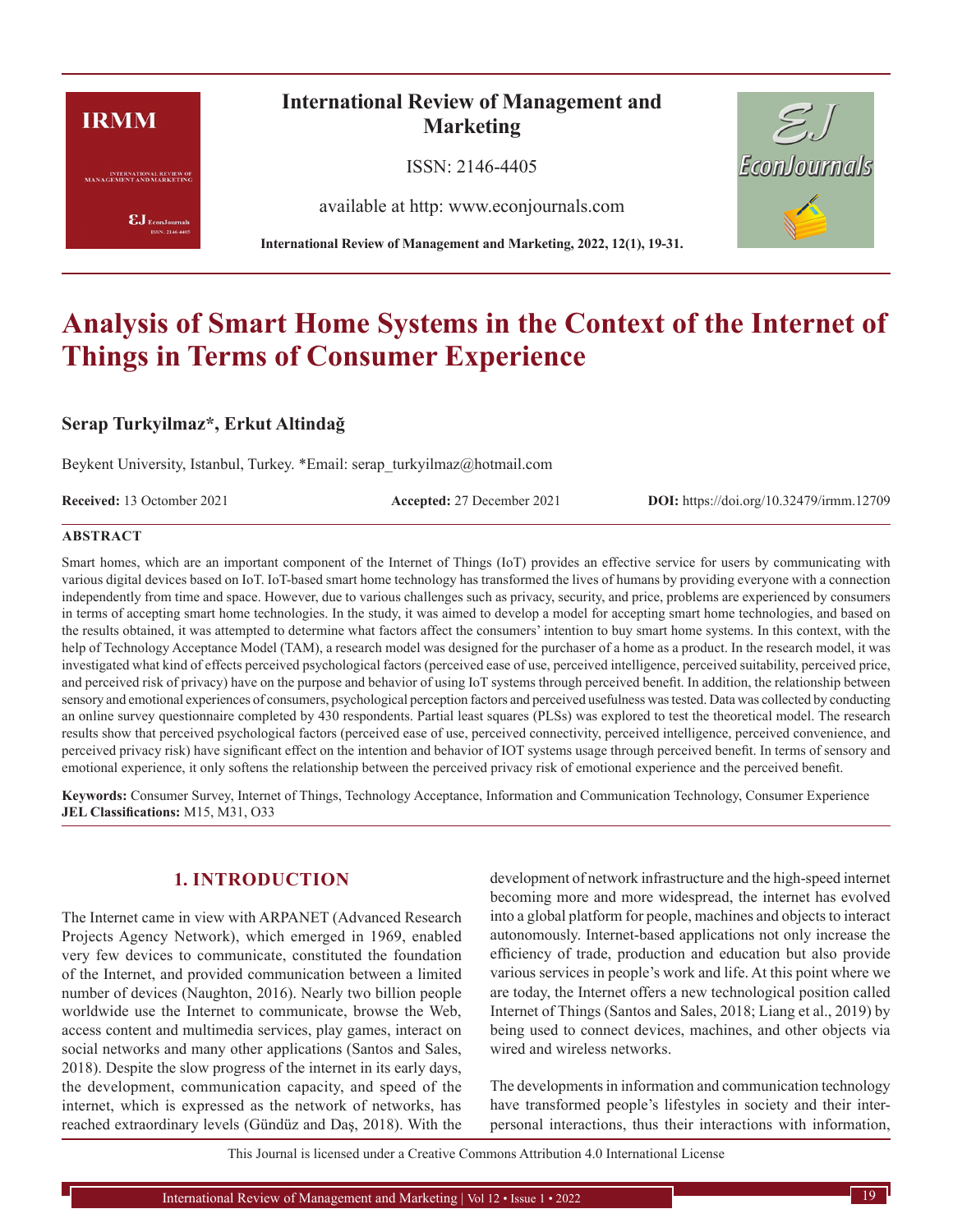# Analysis of Smart Home Systems in the Context of the Internet of Things in Terms of Consumer Experience

**Serap Turkyilmaz*, Erkut Altindağ**

Beykent University, Istanbul, Turkey. *Email: serap_turkyilmaz@hotmail.com

**Received:** 13 Octomber 2021 **Accepted:** 27 December 2021 **DOI:** https://doi.org/10.32479/irmm.12709

## ABSTRACT

Smart homes, which are an important component of the Internet of Things (IoT) provides an effective service for users by communicating with various digital devices based on IoT. IoT-based smart home technology has transformed the lives of humans by providing everyone with a connection independently from time and space. However, due to various challenges such as privacy, security, and price, problems are experienced by consumers in terms of accepting smart home technologies. In the study, it was aimed to develop a model for accepting smart home technologies, and based on the results obtained, it was attempted to determine what factors affect the consumers' intention to buy smart home systems. In this context, with the help of Technology Acceptance Model (TAM), a research model was designed for the purchaser of a home as a product. In the research model, it was investigated what kind of effects perceived psychological factors (perceived ease of use, perceived intelligence, perceived suitability, perceived price, and perceived risk of privacy) have on the purpose and behavior of using IoT systems through perceived benefit. In addition, the relationship between sensory and emotional experiences of consumers, psychological perception factors and perceived usefulness was tested. Data was collected by conducting an online survey questionnaire completed by 430 respondents. Partial least squares (PLSs) was explored to test the theoretical model. The research results show that perceived psychological factors (perceived ease of use, perceived connectivity, perceived intelligence, perceived convenience, and perceived privacy risk) have significant effect on the intention and behavior of IOT systems usage through perceived benefit. In terms of sensory and emotional experience, it only softens the relationship between the perceived privacy risk of emotional experience and the perceived benefit.

**Keywords:** Consumer Survey, Internet of Things, Technology Acceptance, Information and Communication Technology, Consumer Experience
**JEL Classifications:** M15, M31, O33

## 1. INTRODUCTION

The Internet came in view with ARPANET (Advanced Research Projects Agency Network), which emerged in 1969, enabled very few devices to communicate, constituted the foundation of the Internet, and provided communication between a limited number of devices (Naughton, 2016). Nearly two billion people worldwide use the Internet to communicate, browse the Web, access content and multimedia services, play games, interact on social networks and many other applications (Santos and Sales, 2018). Despite the slow progress of the internet in its early days, the development, communication capacity, and speed of the internet, which is expressed as the network of networks, has reached extraordinary levels (Gündüz and Daş, 2018). With the development of network infrastructure and the high-speed internet becoming more and more widespread, the internet has evolved into a global platform for people, machines and objects to interact autonomously. Internet-based applications not only increase the efficiency of trade, production and education but also provide various services in people's work and life. At this point where we are today, the Internet offers a new technological position called Internet of Things (Santos and Sales, 2018; Liang et al., 2019) by being used to connect devices, machines, and other objects via wired and wireless networks.

The developments in information and communication technology have transformed people's lifestyles in society and their inter-personal interactions, thus their interactions with information,

This Journal is licensed under a Creative Commons Attribution 4.0 International License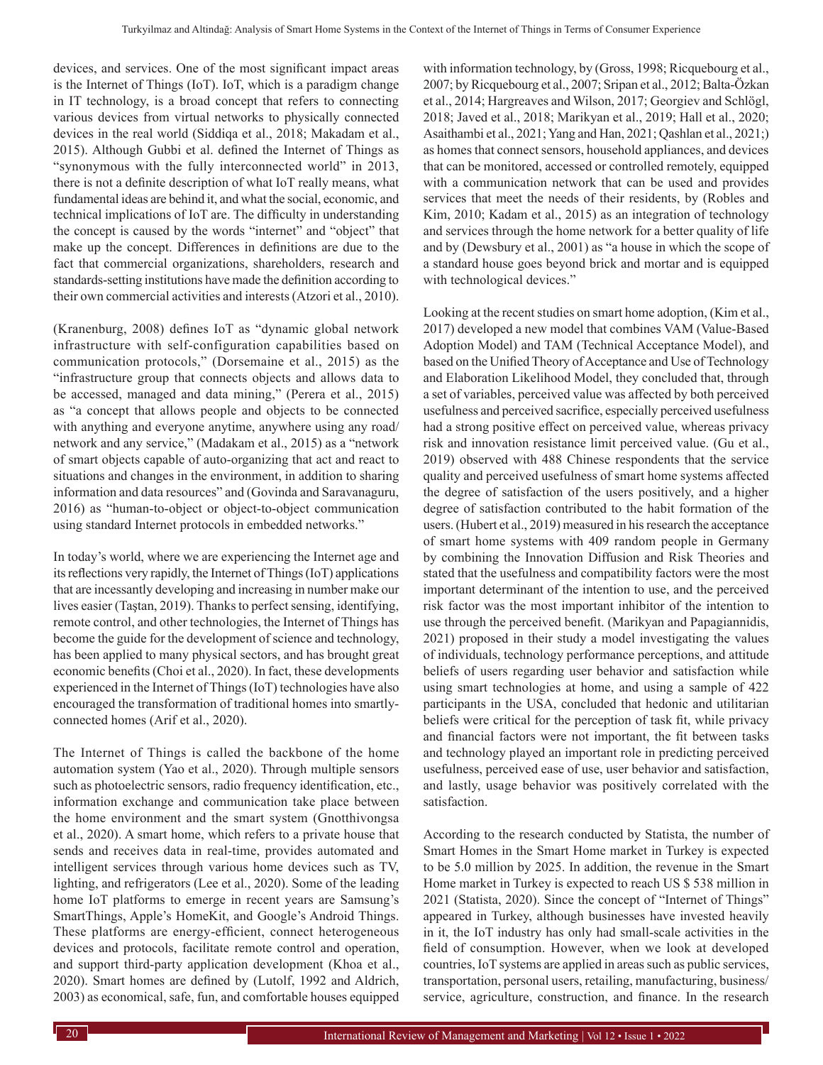devices, and services. One of the most significant impact areas is the Internet of Things (IoT). IoT, which is a paradigm change in IT technology, is a broad concept that refers to connecting various devices from virtual networks to physically connected devices in the real world (Siddiqa et al., 2018; Makadam et al., 2015). Although Gubbi et al. defined the Internet of Things as "synonymous with the fully interconnected world" in 2013, there is not a definite description of what IoT really means, what fundamental ideas are behind it, and what the social, economic, and technical implications of IoT are. The difficulty in understanding the concept is caused by the words "internet" and "object" that make up the concept. Differences in definitions are due to the fact that commercial organizations, shareholders, research and standards-setting institutions have made the definition according to their own commercial activities and interests (Atzori et al., 2010).

(Kranenburg, 2008) defines IoT as "dynamic global network infrastructure with self-configuration capabilities based on communication protocols," (Dorsemaine et al., 2015) as the "infrastructure group that connects objects and allows data to be accessed, managed and data mining," (Perera et al., 2015) as "a concept that allows people and objects to be connected with anything and everyone anytime, anywhere using any road/network and any service," (Madakam et al., 2015) as a "network of smart objects capable of auto-organizing that act and react to situations and changes in the environment, in addition to sharing information and data resources" and (Govinda and Saravanaguru, 2016) as "human-to-object or object-to-object communication using standard Internet protocols in embedded networks."

In today's world, where we are experiencing the Internet age and its reflections very rapidly, the Internet of Things (IoT) applications that are incessantly developing and increasing in number make our lives easier (Taştan, 2019). Thanks to perfect sensing, identifying, remote control, and other technologies, the Internet of Things has become the guide for the development of science and technology, has been applied to many physical sectors, and has brought great economic benefits (Choi et al., 2020). In fact, these developments experienced in the Internet of Things (IoT) technologies have also encouraged the transformation of traditional homes into smartly-connected homes (Arif et al., 2020).

The Internet of Things is called the backbone of the home automation system (Yao et al., 2020). Through multiple sensors such as photoelectric sensors, radio frequency identification, etc., information exchange and communication take place between the home environment and the smart system (Gnotthivongsa et al., 2020). A smart home, which refers to a private house that sends and receives data in real-time, provides automated and intelligent services through various home devices such as TV, lighting, and refrigerators (Lee et al., 2020). Some of the leading home IoT platforms to emerge in recent years are Samsung's SmartThings, Apple's HomeKit, and Google's Android Things. These platforms are energy-efficient, connect heterogeneous devices and protocols, facilitate remote control and operation, and support third-party application development (Khoa et al., 2020). Smart homes are defined by (Lutolf, 1992 and Aldrich, 2003) as economical, safe, fun, and comfortable houses equipped with information technology, by (Gross, 1998; Ricquebourg et al., 2007; by Ricquebourg et al., 2007; Sripan et al., 2012; Balta-Özkan et al., 2014; Hargreaves and Wilson, 2017; Georgiev and Schlögl, 2018; Javed et al., 2018; Marikyan et al., 2019; Hall et al., 2020; Asaithambi et al., 2021; Yang and Han, 2021; Qashlan et al., 2021;) as homes that connect sensors, household appliances, and devices that can be monitored, accessed or controlled remotely, equipped with a communication network that can be used and provides services that meet the needs of their residents, by (Robles and Kim, 2010; Kadam et al., 2015) as an integration of technology and services through the home network for a better quality of life and by (Dewsbury et al., 2001) as "a house in which the scope of a standard house goes beyond brick and mortar and is equipped with technological devices."

Looking at the recent studies on smart home adoption, (Kim et al., 2017) developed a new model that combines VAM (Value-Based Adoption Model) and TAM (Technical Acceptance Model), and based on the Unified Theory of Acceptance and Use of Technology and Elaboration Likelihood Model, they concluded that, through a set of variables, perceived value was affected by both perceived usefulness and perceived sacrifice, especially perceived usefulness had a strong positive effect on perceived value, whereas privacy risk and innovation resistance limit perceived value. (Gu et al., 2019) observed with 488 Chinese respondents that the service quality and perceived usefulness of smart home systems affected the degree of satisfaction of the users positively, and a higher degree of satisfaction contributed to the habit formation of the users. (Hubert et al., 2019) measured in his research the acceptance of smart home systems with 409 random people in Germany by combining the Innovation Diffusion and Risk Theories and stated that the usefulness and compatibility factors were the most important determinant of the intention to use, and the perceived risk factor was the most important inhibitor of the intention to use through the perceived benefit. (Marikyan and Papagiannidis, 2021) proposed in their study a model investigating the values of individuals, technology performance perceptions, and attitude beliefs of users regarding user behavior and satisfaction while using smart technologies at home, and using a sample of 422 participants in the USA, concluded that hedonic and utilitarian beliefs were critical for the perception of task fit, while privacy and financial factors were not important, the fit between tasks and technology played an important role in predicting perceived usefulness, perceived ease of use, user behavior and satisfaction, and lastly, usage behavior was positively correlated with the satisfaction.

According to the research conducted by Statista, the number of Smart Homes in the Smart Home market in Turkey is expected to be 5.0 million by 2025. In addition, the revenue in the Smart Home market in Turkey is expected to reach US $ 538 million in 2021 (Statista, 2020). Since the concept of "Internet of Things" appeared in Turkey, although businesses have invested heavily in it, the IoT industry has only had small-scale activities in the field of consumption. However, when we look at developed countries, IoT systems are applied in areas such as public services, transportation, personal users, retailing, manufacturing, business/service, agriculture, construction, and finance. In the research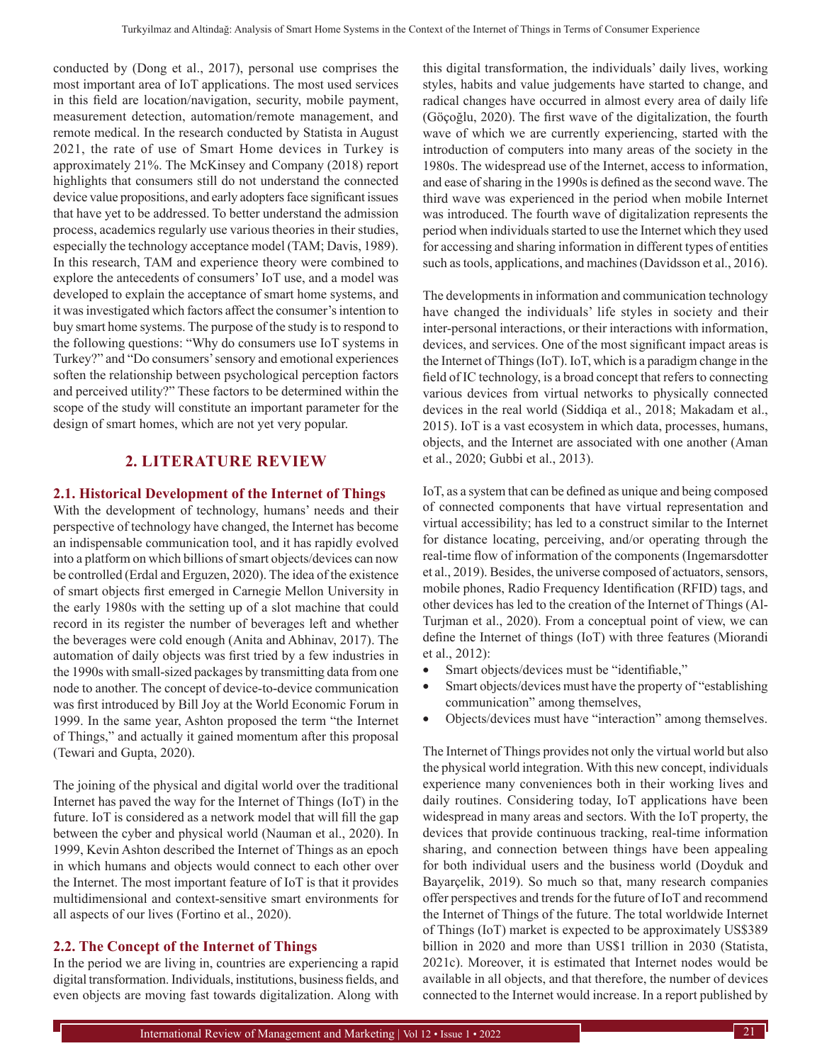conducted by (Dong et al., 2017), personal use comprises the most important area of IoT applications. The most used services in this field are location/navigation, security, mobile payment, measurement detection, automation/remote management, and remote medical. In the research conducted by Statista in August 2021, the rate of use of Smart Home devices in Turkey is approximately 21%. The McKinsey and Company (2018) report highlights that consumers still do not understand the connected device value propositions, and early adopters face significant issues that have yet to be addressed. To better understand the admission process, academics regularly use various theories in their studies, especially the technology acceptance model (TAM; Davis, 1989). In this research, TAM and experience theory were combined to explore the antecedents of consumers' IoT use, and a model was developed to explain the acceptance of smart home systems, and it was investigated which factors affect the consumer's intention to buy smart home systems. The purpose of the study is to respond to the following questions: "Why do consumers use IoT systems in Turkey?" and "Do consumers' sensory and emotional experiences soften the relationship between psychological perception factors and perceived utility?" These factors to be determined within the scope of the study will constitute an important parameter for the design of smart homes, which are not yet very popular.

## 2. LITERATURE REVIEW

### 2.1. Historical Development of the Internet of Things

With the development of technology, humans' needs and their perspective of technology have changed, the Internet has become an indispensable communication tool, and it has rapidly evolved into a platform on which billions of smart objects/devices can now be controlled (Erdal and Erguzen, 2020). The idea of the existence of smart objects first emerged in Carnegie Mellon University in the early 1980s with the setting up of a slot machine that could record in its register the number of beverages left and whether the beverages were cold enough (Anita and Abhinav, 2017). The automation of daily objects was first tried by a few industries in the 1990s with small-sized packages by transmitting data from one node to another. The concept of device-to-device communication was first introduced by Bill Joy at the World Economic Forum in 1999. In the same year, Ashton proposed the term "the Internet of Things," and actually it gained momentum after this proposal (Tewari and Gupta, 2020).

The joining of the physical and digital world over the traditional Internet has paved the way for the Internet of Things (IoT) in the future. IoT is considered as a network model that will fill the gap between the cyber and physical world (Nauman et al., 2020). In 1999, Kevin Ashton described the Internet of Things as an epoch in which humans and objects would connect to each other over the Internet. The most important feature of IoT is that it provides multidimensional and context-sensitive smart environments for all aspects of our lives (Fortino et al., 2020).

### 2.2. The Concept of the Internet of Things

In the period we are living in, countries are experiencing a rapid digital transformation. Individuals, institutions, business fields, and even objects are moving fast towards digitalization. Along with this digital transformation, the individuals' daily lives, working styles, habits and value judgements have started to change, and radical changes have occurred in almost every area of daily life (Göçoğlu, 2020). The first wave of the digitalization, the fourth wave of which we are currently experiencing, started with the introduction of computers into many areas of the society in the 1980s. The widespread use of the Internet, access to information, and ease of sharing in the 1990s is defined as the second wave. The third wave was experienced in the period when mobile Internet was introduced. The fourth wave of digitalization represents the period when individuals started to use the Internet which they used for accessing and sharing information in different types of entities such as tools, applications, and machines (Davidsson et al., 2016).

The developments in information and communication technology have changed the individuals' life styles in society and their inter-personal interactions, or their interactions with information, devices, and services. One of the most significant impact areas is the Internet of Things (IoT). IoT, which is a paradigm change in the field of IC technology, is a broad concept that refers to connecting various devices from virtual networks to physically connected devices in the real world (Siddiqa et al., 2018; Makadam et al., 2015). IoT is a vast ecosystem in which data, processes, humans, objects, and the Internet are associated with one another (Aman et al., 2020; Gubbi et al., 2013).

IoT, as a system that can be defined as unique and being composed of connected components that have virtual representation and virtual accessibility; has led to a construct similar to the Internet for distance locating, perceiving, and/or operating through the real-time flow of information of the components (Ingemarsdotter et al., 2019). Besides, the universe composed of actuators, sensors, mobile phones, Radio Frequency Identification (RFID) tags, and other devices has led to the creation of the Internet of Things (Al-Turjman et al., 2020). From a conceptual point of view, we can define the Internet of things (IoT) with three features (Miorandi et al., 2012):

- Smart objects/devices must be "identifiable,"
- Smart objects/devices must have the property of "establishing communication" among themselves,
- Objects/devices must have "interaction" among themselves.

The Internet of Things provides not only the virtual world but also the physical world integration. With this new concept, individuals experience many conveniences both in their working lives and daily routines. Considering today, IoT applications have been widespread in many areas and sectors. With the IoT property, the devices that provide continuous tracking, real-time information sharing, and connection between things have been appealing for both individual users and the business world (Doyduk and Bayarçelik, 2019). So much so that, many research companies offer perspectives and trends for the future of IoT and recommend the Internet of Things of the future. The total worldwide Internet of Things (IoT) market is expected to be approximately US$389 billion in 2020 and more than US$1 trillion in 2030 (Statista, 2021c). Moreover, it is estimated that Internet nodes would be available in all objects, and that therefore, the number of devices connected to the Internet would increase. In a report published by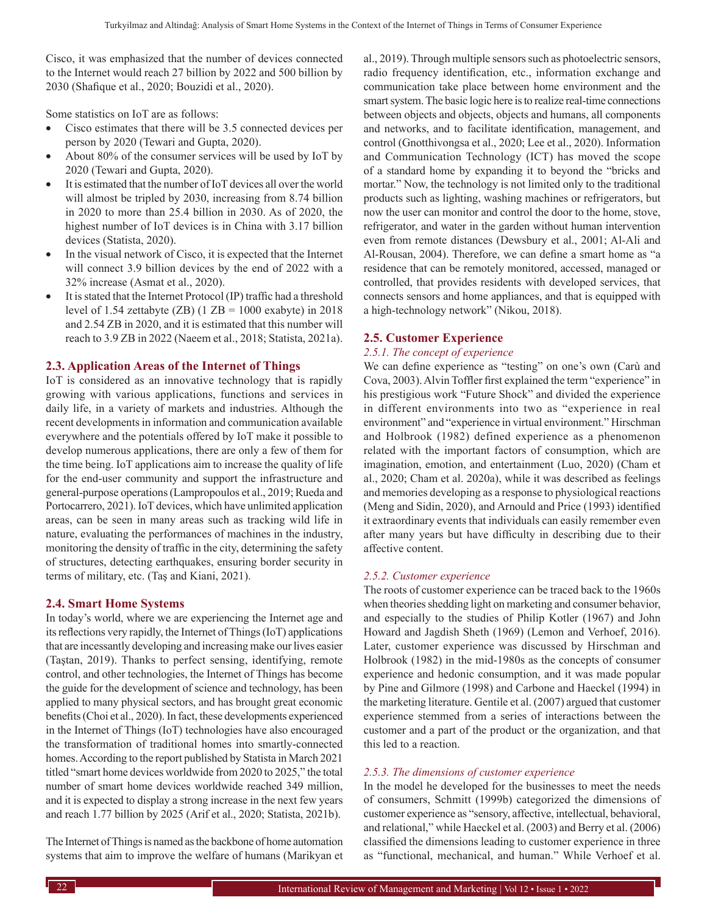Cisco, it was emphasized that the number of devices connected to the Internet would reach 27 billion by 2022 and 500 billion by 2030 (Shafique et al., 2020; Bouzidi et al., 2020).

Some statistics on IoT are as follows:

- Cisco estimates that there will be 3.5 connected devices per person by 2020 (Tewari and Gupta, 2020).
- About 80% of the consumer services will be used by IoT by 2020 (Tewari and Gupta, 2020).
- It is estimated that the number of IoT devices all over the world will almost be tripled by 2030, increasing from 8.74 billion in 2020 to more than 25.4 billion in 2030. As of 2020, the highest number of IoT devices is in China with 3.17 billion devices (Statista, 2020).
- In the visual network of Cisco, it is expected that the Internet will connect 3.9 billion devices by the end of 2022 with a 32% increase (Asmat et al., 2020).
- It is stated that the Internet Protocol (IP) traffic had a threshold level of 1.54 zettabyte (ZB) (1 ZB = 1000 exabyte) in 2018 and 2.54 ZB in 2020, and it is estimated that this number will reach to 3.9 ZB in 2022 (Naeem et al., 2018; Statista, 2021a).

## 2.3. Application Areas of the Internet of Things

IoT is considered as an innovative technology that is rapidly growing with various applications, functions and services in daily life, in a variety of markets and industries. Although the recent developments in information and communication available everywhere and the potentials offered by IoT make it possible to develop numerous applications, there are only a few of them for the time being. IoT applications aim to increase the quality of life for the end-user community and support the infrastructure and general-purpose operations (Lampropoulos et al., 2019; Rueda and Portocarrero, 2021). IoT devices, which have unlimited application areas, can be seen in many areas such as tracking wild life in nature, evaluating the performances of machines in the industry, monitoring the density of traffic in the city, determining the safety of structures, detecting earthquakes, ensuring border security in terms of military, etc. (Taş and Kiani, 2021).

## 2.4. Smart Home Systems

In today's world, where we are experiencing the Internet age and its reflections very rapidly, the Internet of Things (IoT) applications that are incessantly developing and increasing make our lives easier (Taştan, 2019). Thanks to perfect sensing, identifying, remote control, and other technologies, the Internet of Things has become the guide for the development of science and technology, has been applied to many physical sectors, and has brought great economic benefits (Choi et al., 2020). In fact, these developments experienced in the Internet of Things (IoT) technologies have also encouraged the transformation of traditional homes into smartly-connected homes. According to the report published by Statista in March 2021 titled "smart home devices worldwide from 2020 to 2025," the total number of smart home devices worldwide reached 349 million, and it is expected to display a strong increase in the next few years and reach 1.77 billion by 2025 (Arif et al., 2020; Statista, 2021b).

The Internet of Things is named as the backbone of home automation systems that aim to improve the welfare of humans (Marikyan et al., 2019). Through multiple sensors such as photoelectric sensors, radio frequency identification, etc., information exchange and communication take place between home environment and the smart system. The basic logic here is to realize real-time connections between objects and objects, objects and humans, all components and networks, and to facilitate identification, management, and control (Gnotthivongsa et al., 2020; Lee et al., 2020). Information and Communication Technology (ICT) has moved the scope of a standard home by expanding it to beyond the "bricks and mortar." Now, the technology is not limited only to the traditional products such as lighting, washing machines or refrigerators, but now the user can monitor and control the door to the home, stove, refrigerator, and water in the garden without human intervention even from remote distances (Dewsbury et al., 2001; Al-Ali and Al-Rousan, 2004). Therefore, we can define a smart home as "a residence that can be remotely monitored, accessed, managed or controlled, that provides residents with developed services, that connects sensors and home appliances, and that is equipped with a high-technology network" (Nikou, 2018).

## 2.5. Customer Experience

### *2.5.1. The concept of experience*

We can define experience as "testing" on one's own (Carù and Cova, 2003). Alvin Toffler first explained the term "experience" in his prestigious work "Future Shock" and divided the experience in different environments into two as "experience in real environment" and "experience in virtual environment." Hirschman and Holbrook (1982) defined experience as a phenomenon related with the important factors of consumption, which are imagination, emotion, and entertainment (Luo, 2020) (Cham et al., 2020; Cham et al. 2020a), while it was described as feelings and memories developing as a response to physiological reactions (Meng and Sidin, 2020), and Arnould and Price (1993) identified it extraordinary events that individuals can easily remember even after many years but have difficulty in describing due to their affective content.

### *2.5.2. Customer experience*

The roots of customer experience can be traced back to the 1960s when theories shedding light on marketing and consumer behavior, and especially to the studies of Philip Kotler (1967) and John Howard and Jagdish Sheth (1969) (Lemon and Verhoef, 2016). Later, customer experience was discussed by Hirschman and Holbrook (1982) in the mid-1980s as the concepts of consumer experience and hedonic consumption, and it was made popular by Pine and Gilmore (1998) and Carbone and Haeckel (1994) in the marketing literature. Gentile et al. (2007) argued that customer experience stemmed from a series of interactions between the customer and a part of the product or the organization, and that this led to a reaction.

### *2.5.3. The dimensions of customer experience*

In the model he developed for the businesses to meet the needs of consumers, Schmitt (1999b) categorized the dimensions of customer experience as "sensory, affective, intellectual, behavioral, and relational," while Haeckel et al. (2003) and Berry et al. (2006) classified the dimensions leading to customer experience in three as "functional, mechanical, and human." While Verhoef et al.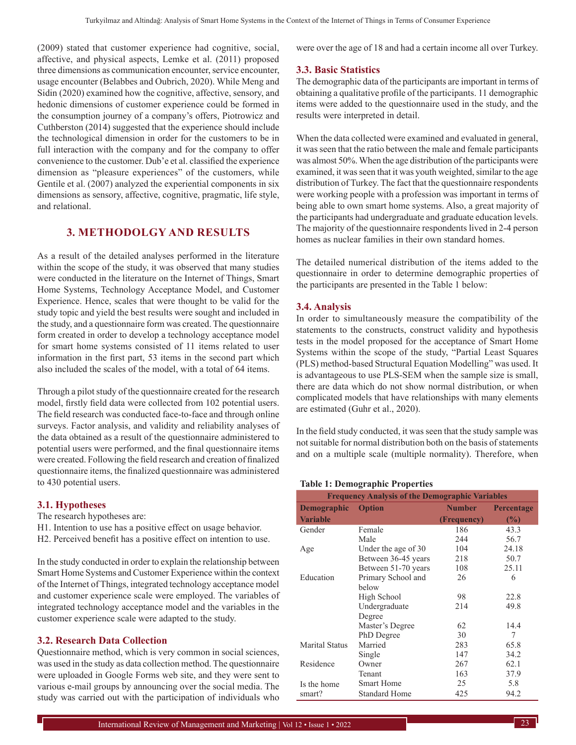(2009) stated that customer experience had cognitive, social, affective, and physical aspects, Lemke et al. (2011) proposed three dimensions as communication encounter, service encounter, usage encounter (Belabbes and Oubrich, 2020). While Meng and Sidin (2020) examined how the cognitive, affective, sensory, and hedonic dimensions of customer experience could be formed in the consumption journey of a company's offers, Piotrowicz and Cuthberston (2014) suggested that the experience should include the technological dimension in order for the customers to be in full interaction with the company and for the company to offer convenience to the customer. Dub'e et al. classified the experience dimension as "pleasure experiences" of the customers, while Gentile et al. (2007) analyzed the experiential components in six dimensions as sensory, affective, cognitive, pragmatic, life style, and relational.

## 3. METHODOLGY AND RESULTS

As a result of the detailed analyses performed in the literature within the scope of the study, it was observed that many studies were conducted in the literature on the Internet of Things, Smart Home Systems, Technology Acceptance Model, and Customer Experience. Hence, scales that were thought to be valid for the study topic and yield the best results were sought and included in the study, and a questionnaire form was created. The questionnaire form created in order to develop a technology acceptance model for smart home systems consisted of 11 items related to user information in the first part, 53 items in the second part which also included the scales of the model, with a total of 64 items.

Through a pilot study of the questionnaire created for the research model, firstly field data were collected from 102 potential users. The field research was conducted face-to-face and through online surveys. Factor analysis, and validity and reliability analyses of the data obtained as a result of the questionnaire administered to potential users were performed, and the final questionnaire items were created. Following the field research and creation of finalized questionnaire items, the finalized questionnaire was administered to 430 potential users.

### 3.1. Hypotheses

The research hypotheses are:

H1. Intention to use has a positive effect on usage behavior.

H2. Perceived benefit has a positive effect on intention to use.

In the study conducted in order to explain the relationship between Smart Home Systems and Customer Experience within the context of the Internet of Things, integrated technology acceptance model and customer experience scale were employed. The variables of integrated technology acceptance model and the variables in the customer experience scale were adapted to the study.

### 3.2. Research Data Collection

Questionnaire method, which is very common in social sciences, was used in the study as data collection method. The questionnaire were uploaded in Google Forms web site, and they were sent to various e-mail groups by announcing over the social media. The study was carried out with the participation of individuals who were over the age of 18 and had a certain income all over Turkey.

### 3.3. Basic Statistics

The demographic data of the participants are important in terms of obtaining a qualitative profile of the participants. 11 demographic items were added to the questionnaire used in the study, and the results were interpreted in detail.

When the data collected were examined and evaluated in general, it was seen that the ratio between the male and female participants was almost 50%. When the age distribution of the participants were examined, it was seen that it was youth weighted, similar to the age distribution of Turkey. The fact that the questionnaire respondents were working people with a profession was important in terms of being able to own smart home systems. Also, a great majority of the participants had undergraduate and graduate education levels. The majority of the questionnaire respondents lived in 2-4 person homes as nuclear families in their own standard homes.

The detailed numerical distribution of the items added to the questionnaire in order to determine demographic properties of the participants are presented in the Table 1 below:

**Table 1: Demographic Properties**

| Frequency Analysis of the Demographic Variables | | | |
|---|---|---|---|
| **Demographic Variable** | **Option** | **Number (Frequency)** | **Percentage (%)** |
| Gender | Female | 186 | 43.3 |
| | Male | 244 | 56.7 |
| Age | Under the age of 30 | 104 | 24.18 |
| | Between 36-45 years | 218 | 50.7 |
| | Between 51-70 years | 108 | 25.11 |
| Education | Primary School and below | 26 | 6 |
| | High School | 98 | 22.8 |
| | Undergraduate Degree | 214 | 49.8 |
| | Master's Degree | 62 | 14.4 |
| | PhD Degree | 30 | 7 |
| Marital Status | Married | 283 | 65.8 |
| | Single | 147 | 34.2 |
| Residence | Owner | 267 | 62.1 |
| | Tenant | 163 | 37.9 |
| Is the home smart? | Smart Home | 25 | 5.8 |
| | Standard Home | 425 | 94.2 |

### 3.4. Analysis

In order to simultaneously measure the compatibility of the statements to the constructs, construct validity and hypothesis tests in the model proposed for the acceptance of Smart Home Systems within the scope of the study, "Partial Least Squares (PLS) method-based Structural Equation Modelling" was used. It is advantageous to use PLS-SEM when the sample size is small, there are data which do not show normal distribution, or when complicated models that have relationships with many elements are estimated (Guhr et al., 2020).

In the field study conducted, it was seen that the study sample was not suitable for normal distribution both on the basis of statements and on a multiple scale (multiple normality). Therefore, when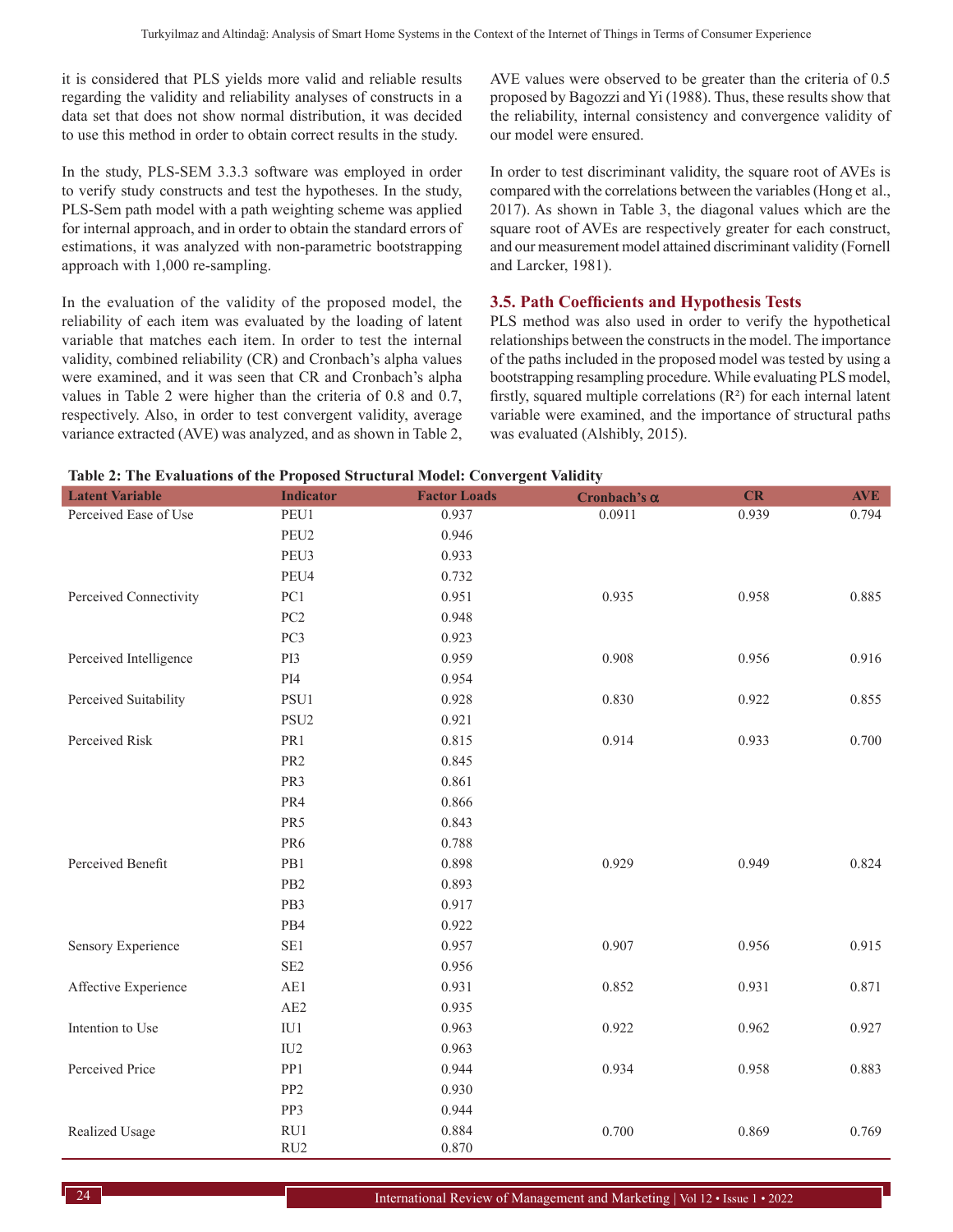it is considered that PLS yields more valid and reliable results regarding the validity and reliability analyses of constructs in a data set that does not show normal distribution, it was decided to use this method in order to obtain correct results in the study.

In the study, PLS-SEM 3.3.3 software was employed in order to verify study constructs and test the hypotheses. In the study, PLS-Sem path model with a path weighting scheme was applied for internal approach, and in order to obtain the standard errors of estimations, it was analyzed with non-parametric bootstrapping approach with 1,000 re-sampling.

In the evaluation of the validity of the proposed model, the reliability of each item was evaluated by the loading of latent variable that matches each item. In order to test the internal validity, combined reliability (CR) and Cronbach's alpha values were examined, and it was seen that CR and Cronbach's alpha values in Table 2 were higher than the criteria of 0.8 and 0.7, respectively. Also, in order to test convergent validity, average variance extracted (AVE) was analyzed, and as shown in Table 2, AVE values were observed to be greater than the criteria of 0.5 proposed by Bagozzi and Yi (1988). Thus, these results show that the reliability, internal consistency and convergence validity of our model were ensured.

In order to test discriminant validity, the square root of AVEs is compared with the correlations between the variables (Hong et al., 2017). As shown in Table 3, the diagonal values which are the square root of AVEs are respectively greater for each construct, and our measurement model attained discriminant validity (Fornell and Larcker, 1981).

### 3.5. Path Coefficients and Hypothesis Tests

PLS method was also used in order to verify the hypothetical relationships between the constructs in the model. The importance of the paths included in the proposed model was tested by using a bootstrapping resampling procedure. While evaluating PLS model, firstly, squared multiple correlations ($R^2$) for each internal latent variable were examined, and the importance of structural paths was evaluated (Alshibly, 2015).

**Table 2: The Evaluations of the Proposed Structural Model: Convergent Validity**

| Latent Variable | Indicator | Factor Loads | Cronbach's α | CR | AVE |
|---|---|---|---|---|---|
| Perceived Ease of Use | PEU1 | 0.937 | 0.0911 | 0.939 | 0.794 |
| | PEU2 | 0.946 | | | |
| | PEU3 | 0.933 | | | |
| | PEU4 | 0.732 | | | |
| Perceived Connectivity | PC1 | 0.951 | 0.935 | 0.958 | 0.885 |
| | PC2 | 0.948 | | | |
| | PC3 | 0.923 | | | |
| Perceived Intelligence | PI3 | 0.959 | 0.908 | 0.956 | 0.916 |
| | PI4 | 0.954 | | | |
| Perceived Suitability | PSU1 | 0.928 | 0.830 | 0.922 | 0.855 |
| | PSU2 | 0.921 | | | |
| Perceived Risk | PR1 | 0.815 | 0.914 | 0.933 | 0.700 |
| | PR2 | 0.845 | | | |
| | PR3 | 0.861 | | | |
| | PR4 | 0.866 | | | |
| | PR5 | 0.843 | | | |
| | PR6 | 0.788 | | | |
| Perceived Benefit | PB1 | 0.898 | 0.929 | 0.949 | 0.824 |
| | PB2 | 0.893 | | | |
| | PB3 | 0.917 | | | |
| | PB4 | 0.922 | | | |
| Sensory Experience | SE1 | 0.957 | 0.907 | 0.956 | 0.915 |
| | SE2 | 0.956 | | | |
| Affective Experience | AE1 | 0.931 | 0.852 | 0.931 | 0.871 |
| | AE2 | 0.935 | | | |
| Intention to Use | IU1 | 0.963 | 0.922 | 0.962 | 0.927 |
| | IU2 | 0.963 | | | |
| Perceived Price | PP1 | 0.944 | 0.934 | 0.958 | 0.883 |
| | PP2 | 0.930 | | | |
| | PP3 | 0.944 | | | |
| Realized Usage | RU1 | 0.884 | 0.700 | 0.869 | 0.769 |
| | RU2 | 0.870 | | | |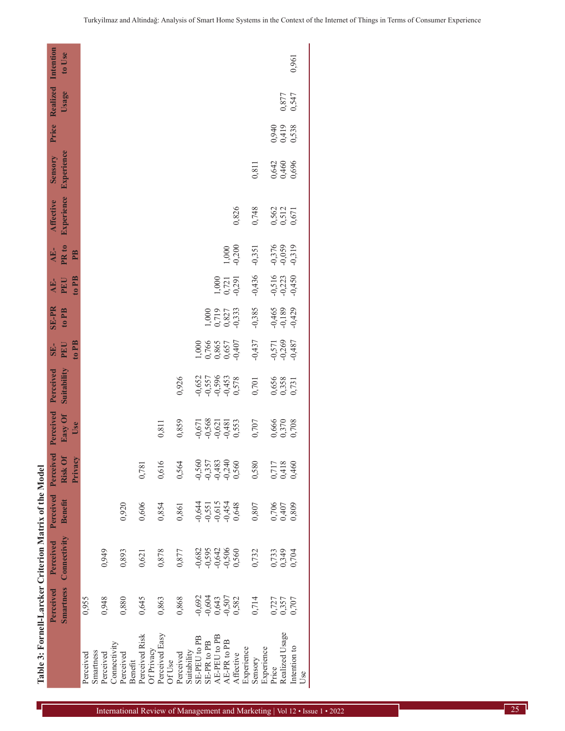**Table 3: Fornell-Larcker Criterion Matrix of the Model**

| | Perceived Smartness | Perceived Connectivity | Perceived Benefit | Perceived Risk Of Privacy | Perceived Easy Of Use | Perceived Suitability | SE-PEU to PB | SE-PR to PB | AE-PEU to PB | AE-PR to PB | Affective Experience | Sensory Experience | Price | Realized Usage | Intention to Use |
|---|---|---|---|---|---|---|---|---|---|---|---|---|---|---|---|
| Perceived Smartness | 0,955 | | | | | | | | | | | | | | |
| Perceived Connectivity | 0,948 | 0,949 | | | | | | | | | | | | | |
| Perceived Benefit | 0,880 | 0,893 | 0,920 | | | | | | | | | | | | |
| Perceived Risk Of Privacy | 0,645 | 0,621 | 0,606 | 0,781 | | | | | | | | | | | |
| Perceived Easy Of Use | 0,863 | 0,878 | 0,854 | 0,616 | 0,811 | | | | | | | | | | |
| Perceived Suitability | 0,868 | 0,877 | 0,861 | 0,564 | 0,859 | 0,926 | | | | | | | | | |
| SE-PEU to PB | -0,692 | -0,682 | -0,644 | -0,560 | -0,671 | -0,652 | 1,000 | | | | | | | | |
| SE-PR to PB | -0,604 | -0,595 | -0,551 | -0,357 | -0,568 | -0,557 | 0,766 | 1,000 | | | | | | | |
| AE-PEU to PB | 0,643 | -0,642 | -0,615 | -0,483 | -0,621 | -0,596 | 0,865 | 0,719 | 1,000 | | | | | | |
| AE-PR to PB | -0,507 | -0,506 | -0,454 | -0,240 | -0,481 | -0,453 | 0,657 | 0,827 | 0,721 | 1,000 | | | | | |
| Affective Experience | 0,582 | 0,560 | 0,648 | 0,560 | 0,553 | 0,578 | -0,407 | -0,333 | -0,291 | -0,200 | 0,826 | | | | |
| Sensory Experience | 0,714 | 0,732 | 0,807 | 0,580 | 0,707 | 0,701 | -0,437 | -0,385 | -0,436 | -0,351 | 0,748 | 0,811 | | | |
| Price | 0,727 | 0,733 | 0,706 | 0,717 | 0,666 | 0,656 | -0,571 | -0,465 | -0,516 | -0,376 | 0,562 | 0,642 | 0,940 | | |
| Realized Usage | 0,357 | 0,349 | 0,407 | 0,418 | 0,370 | 0,358 | -0,269 | -0,189 | -0,223 | -0,059 | 0,512 | 0,460 | 0,419 | 0,877 | |
| Intention to Use | 0,707 | 0,704 | 0,809 | 0,460 | 0,708 | 0,731 | -0,487 | -0,429 | -0,450 | -0,319 | 0,671 | 0,696 | 0,538 | 0,547 | 0,961 |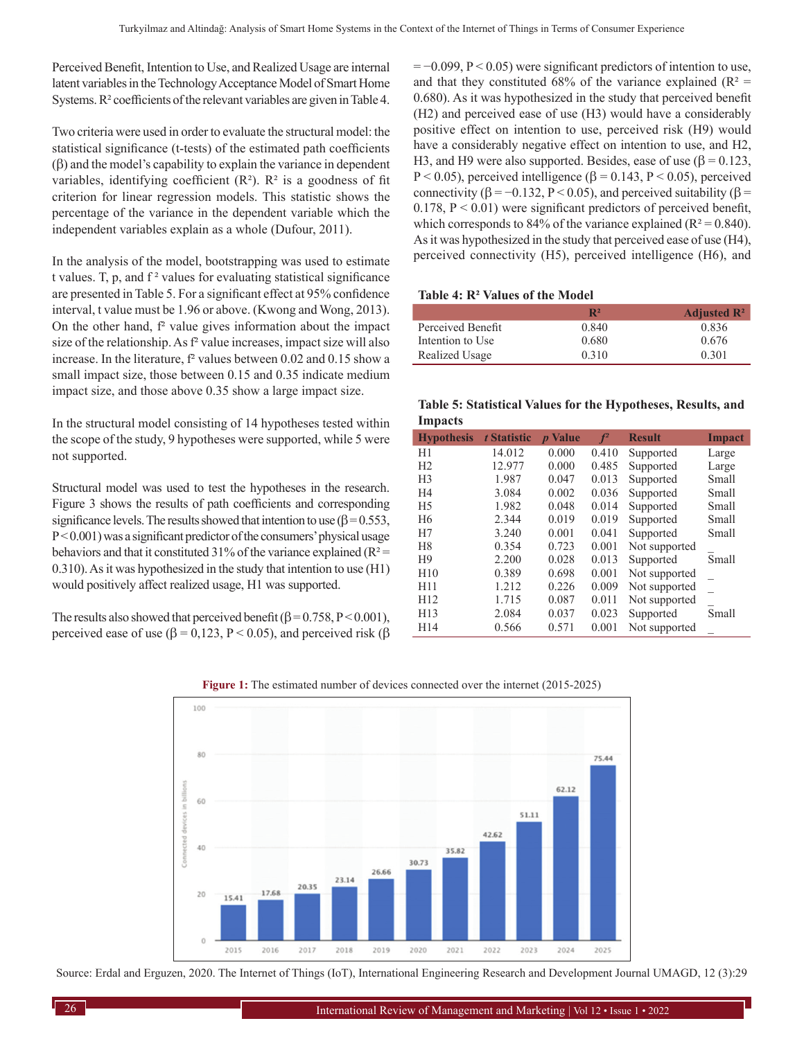Perceived Benefit, Intention to Use, and Realized Usage are internal latent variables in the Technology Acceptance Model of Smart Home Systems. $R^2$ coefficients of the relevant variables are given in Table 4.

Two criteria were used in order to evaluate the structural model: the statistical significance (t-tests) of the estimated path coefficients ($\beta$) and the model's capability to explain the variance in dependent variables, identifying coefficient ($R^2$). $R^2$ is a goodness of fit criterion for linear regression models. This statistic shows the percentage of the variance in the dependent variable which the independent variables explain as a whole (Dufour, 2011).

In the analysis of the model, bootstrapping was used to estimate t values. T, p, and $f^2$ values for evaluating statistical significance are presented in Table 5. For a significant effect at 95% confidence interval, t value must be 1.96 or above. (Kwong and Wong, 2013). On the other hand, $f^2$ value gives information about the impact size of the relationship. As $f^2$ value increases, impact size will also increase. In the literature, $f^2$ values between 0.02 and 0.15 show a small impact size, those between 0.15 and 0.35 indicate medium impact size, and those above 0.35 show a large impact size.

In the structural model consisting of 14 hypotheses tested within the scope of the study, 9 hypotheses were supported, while 5 were not supported.

Structural model was used to test the hypotheses in the research. Figure 3 shows the results of path coefficients and corresponding significance levels. The results showed that intention to use ($\beta = 0.553$, $P < 0.001$) was a significant predictor of the consumers' physical usage behaviors and that it constituted 31% of the variance explained ($R^2 = 0.310$). As it was hypothesized in the study that intention to use (H1) would positively affect realized usage, H1 was supported.

The results also showed that perceived benefit ($\beta = 0.758$, $P < 0.001$), perceived ease of use ($\beta = 0,123$, $P < 0.05$), and perceived risk ($\beta = -0.099$, $P < 0.05$) were significant predictors of intention to use, and that they constituted 68% of the variance explained ($R^2 = 0.680$). As it was hypothesized in the study that perceived benefit (H2) and perceived ease of use (H3) would have a considerably positive effect on intention to use, perceived risk (H9) would have a considerably negative effect on intention to use, and H2, H3, and H9 were also supported. Besides, ease of use ($\beta = 0.123$, $P < 0.05$), perceived intelligence ($\beta = 0.143$, $P < 0.05$), perceived connectivity ($\beta = -0.132$, $P < 0.05$), and perceived suitability ($\beta = 0.178$, $P < 0.01$) were significant predictors of perceived benefit, which corresponds to 84% of the variance explained ($R^2 = 0.840$). As it was hypothesized in the study that perceived ease of use (H4), perceived connectivity (H5), perceived intelligence (H6), and

**Table 4: $R^2$ Values of the Model**

| | $R^2$ | Adjusted $R^2$ |
|---|---|---|
| Perceived Benefit | 0.840 | 0.836 |
| Intention to Use | 0.680 | 0.676 |
| Realized Usage | 0.310 | 0.301 |

**Table 5: Statistical Values for the Hypotheses, Results, and Impacts**

| Hypothesis | *t* Statistic | *p* Value | $f^2$ | Result | Impact |
|---|---|---|---|---|---|
| H1 | 14.012 | 0.000 | 0.410 | Supported | Large |
| H2 | 12.977 | 0.000 | 0.485 | Supported | Large |
| H3 | 1.987 | 0.047 | 0.013 | Supported | Small |
| H4 | 3.084 | 0.002 | 0.036 | Supported | Small |
| H5 | 1.982 | 0.048 | 0.014 | Supported | Small |
| H6 | 2.344 | 0.019 | 0.019 | Supported | Small |
| H7 | 3.240 | 0.001 | 0.041 | Supported | Small |
| H8 | 0.354 | 0.723 | 0.001 | Not supported | _ |
| H9 | 2.200 | 0.028 | 0.013 | Supported | Small |
| H10 | 0.389 | 0.698 | 0.001 | Not supported | _ |
| H11 | 1.212 | 0.226 | 0.009 | Not supported | _ |
| H12 | 1.715 | 0.087 | 0.011 | Not supported | _ |
| H13 | 2.084 | 0.037 | 0.023 | Supported | Small |
| H14 | 0.566 | 0.571 | 0.001 | Not supported | _ |

**Figure 1:** The estimated number of devices connected over the internet (2015-2025)

| Year | Connected devices in billions |
|---|---|
| 2015 | 15.41 |
| 2016 | 17.68 |
| 2017 | 20.35 |
| 2018 | 23.14 |
| 2019 | 26.66 |
| 2020 | 30.73 |
| 2021 | 35.82 |
| 2022 | 42.62 |
| 2023 | 51.11 |
| 2024 | 62.12 |
| 2025 | 75.44 |

Source: Erdal and Erguzen, 2020. The Internet of Things (IoT), International Engineering Research and Development Journal UMAGD, 12 (3):29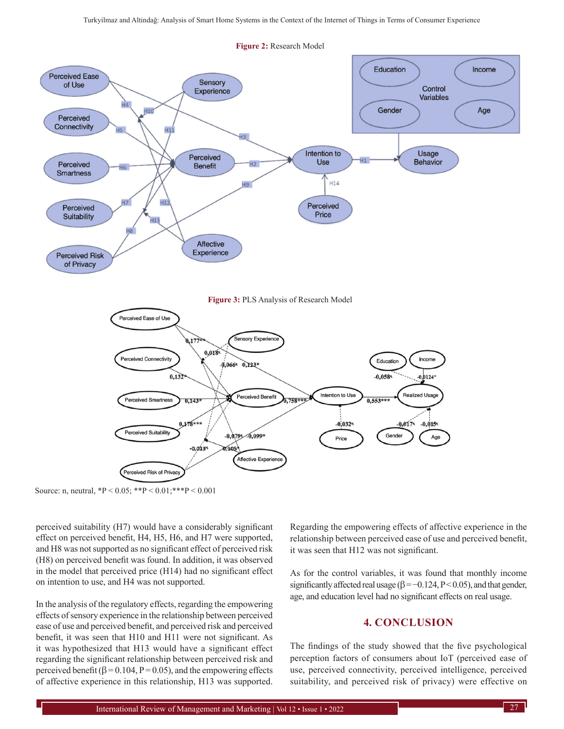**Figure 2:** Research Model

**Figure 3:** PLS Analysis of Research Model

Source: n, neutral, *P < 0.05; **P < 0.01;***P < 0.001

perceived suitability (H7) would have a considerably significant effect on perceived benefit, H4, H5, H6, and H7 were supported, and H8 was not supported as no significant effect of perceived risk (H8) on perceived benefit was found. In addition, it was observed in the model that perceived price (H14) had no significant effect on intention to use, and H4 was not supported.

In the analysis of the regulatory effects, regarding the empowering effects of sensory experience in the relationship between perceived ease of use and perceived benefit, and perceived risk and perceived benefit, it was seen that H10 and H11 were not significant. As it was hypothesized that H13 would have a significant effect regarding the significant relationship between perceived risk and perceived benefit ($\beta = 0.104$, $P = 0.05$), and the empowering effects of affective experience in this relationship, H13 was supported.

Regarding the empowering effects of affective experience in the relationship between perceived ease of use and perceived benefit, it was seen that H12 was not significant.

As for the control variables, it was found that monthly income significantly affected real usage ($\beta = -0.124$, $P < 0.05$), and that gender, age, and education level had no significant effects on real usage.

## 4. CONCLUSION

The findings of the study showed that the five psychological perception factors of consumers about IoT (perceived ease of use, perceived connectivity, perceived intelligence, perceived suitability, and perceived risk of privacy) were effective on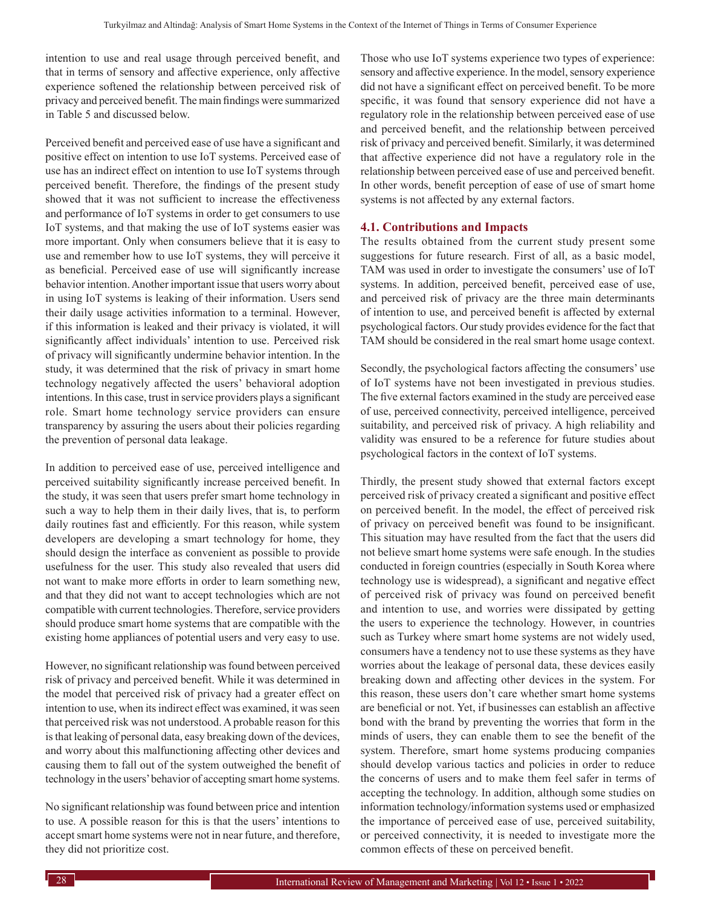intention to use and real usage through perceived benefit, and that in terms of sensory and affective experience, only affective experience softened the relationship between perceived risk of privacy and perceived benefit. The main findings were summarized in Table 5 and discussed below.

Perceived benefit and perceived ease of use have a significant and positive effect on intention to use IoT systems. Perceived ease of use has an indirect effect on intention to use IoT systems through perceived benefit. Therefore, the findings of the present study showed that it was not sufficient to increase the effectiveness and performance of IoT systems in order to get consumers to use IoT systems, and that making the use of IoT systems easier was more important. Only when consumers believe that it is easy to use and remember how to use IoT systems, they will perceive it as beneficial. Perceived ease of use will significantly increase behavior intention. Another important issue that users worry about in using IoT systems is leaking of their information. Users send their daily usage activities information to a terminal. However, if this information is leaked and their privacy is violated, it will significantly affect individuals' intention to use. Perceived risk of privacy will significantly undermine behavior intention. In the study, it was determined that the risk of privacy in smart home technology negatively affected the users' behavioral adoption intentions. In this case, trust in service providers plays a significant role. Smart home technology service providers can ensure transparency by assuring the users about their policies regarding the prevention of personal data leakage.

In addition to perceived ease of use, perceived intelligence and perceived suitability significantly increase perceived benefit. In the study, it was seen that users prefer smart home technology in such a way to help them in their daily lives, that is, to perform daily routines fast and efficiently. For this reason, while system developers are developing a smart technology for home, they should design the interface as convenient as possible to provide usefulness for the user. This study also revealed that users did not want to make more efforts in order to learn something new, and that they did not want to accept technologies which are not compatible with current technologies. Therefore, service providers should produce smart home systems that are compatible with the existing home appliances of potential users and very easy to use.

However, no significant relationship was found between perceived risk of privacy and perceived benefit. While it was determined in the model that perceived risk of privacy had a greater effect on intention to use, when its indirect effect was examined, it was seen that perceived risk was not understood. A probable reason for this is that leaking of personal data, easy breaking down of the devices, and worry about this malfunctioning affecting other devices and causing them to fall out of the system outweighed the benefit of technology in the users' behavior of accepting smart home systems.

No significant relationship was found between price and intention to use. A possible reason for this is that the users' intentions to accept smart home systems were not in near future, and therefore, they did not prioritize cost.

Those who use IoT systems experience two types of experience: sensory and affective experience. In the model, sensory experience did not have a significant effect on perceived benefit. To be more specific, it was found that sensory experience did not have a regulatory role in the relationship between perceived ease of use and perceived benefit, and the relationship between perceived risk of privacy and perceived benefit. Similarly, it was determined that affective experience did not have a regulatory role in the relationship between perceived ease of use and perceived benefit. In other words, benefit perception of ease of use of smart home systems is not affected by any external factors.

### 4.1. Contributions and Impacts

The results obtained from the current study present some suggestions for future research. First of all, as a basic model, TAM was used in order to investigate the consumers' use of IoT systems. In addition, perceived benefit, perceived ease of use, and perceived risk of privacy are the three main determinants of intention to use, and perceived benefit is affected by external psychological factors. Our study provides evidence for the fact that TAM should be considered in the real smart home usage context.

Secondly, the psychological factors affecting the consumers' use of IoT systems have not been investigated in previous studies. The five external factors examined in the study are perceived ease of use, perceived connectivity, perceived intelligence, perceived suitability, and perceived risk of privacy. A high reliability and validity was ensured to be a reference for future studies about psychological factors in the context of IoT systems.

Thirdly, the present study showed that external factors except perceived risk of privacy created a significant and positive effect on perceived benefit. In the model, the effect of perceived risk of privacy on perceived benefit was found to be insignificant. This situation may have resulted from the fact that the users did not believe smart home systems were safe enough. In the studies conducted in foreign countries (especially in South Korea where technology use is widespread), a significant and negative effect of perceived risk of privacy was found on perceived benefit and intention to use, and worries were dissipated by getting the users to experience the technology. However, in countries such as Turkey where smart home systems are not widely used, consumers have a tendency not to use these systems as they have worries about the leakage of personal data, these devices easily breaking down and affecting other devices in the system. For this reason, these users don't care whether smart home systems are beneficial or not. Yet, if businesses can establish an affective bond with the brand by preventing the worries that form in the minds of users, they can enable them to see the benefit of the system. Therefore, smart home systems producing companies should develop various tactics and policies in order to reduce the concerns of users and to make them feel safer in terms of accepting the technology. In addition, although some studies on information technology/information systems used or emphasized the importance of perceived ease of use, perceived suitability, or perceived connectivity, it is needed to investigate more the common effects of these on perceived benefit.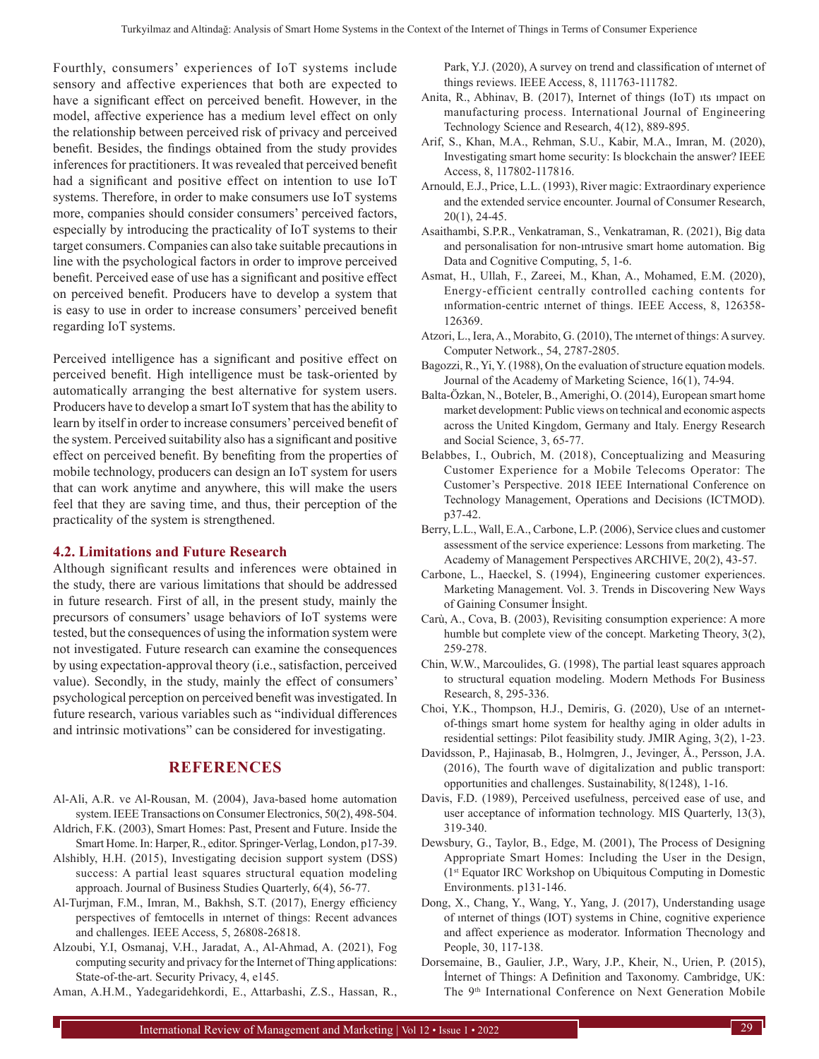Fourthly, consumers' experiences of IoT systems include sensory and affective experiences that both are expected to have a significant effect on perceived benefit. However, in the model, affective experience has a medium level effect on only the relationship between perceived risk of privacy and perceived benefit. Besides, the findings obtained from the study provides inferences for practitioners. It was revealed that perceived benefit had a significant and positive effect on intention to use IoT systems. Therefore, in order to make consumers use IoT systems more, companies should consider consumers' perceived factors, especially by introducing the practicality of IoT systems to their target consumers. Companies can also take suitable precautions in line with the psychological factors in order to improve perceived benefit. Perceived ease of use has a significant and positive effect on perceived benefit. Producers have to develop a system that is easy to use in order to increase consumers' perceived benefit regarding IoT systems.

Perceived intelligence has a significant and positive effect on perceived benefit. High intelligence must be task-oriented by automatically arranging the best alternative for system users. Producers have to develop a smart IoT system that has the ability to learn by itself in order to increase consumers' perceived benefit of the system. Perceived suitability also has a significant and positive effect on perceived benefit. By benefiting from the properties of mobile technology, producers can design an IoT system for users that can work anytime and anywhere, this will make the users feel that they are saving time, and thus, their perception of the practicality of the system is strengthened.

### 4.2. Limitations and Future Research

Although significant results and inferences were obtained in the study, there are various limitations that should be addressed in future research. First of all, in the present study, mainly the precursors of consumers' usage behaviors of IoT systems were tested, but the consequences of using the information system were not investigated. Future research can examine the consequences by using expectation-approval theory (i.e., satisfaction, perceived value). Secondly, in the study, mainly the effect of consumers' psychological perception on perceived benefit was investigated. In future research, various variables such as "individual differences and intrinsic motivations" can be considered for investigating.

## REFERENCES

Al-Ali, A.R. ve Al-Rousan, M. (2004), Java-based home automation system. IEEE Transactions on Consumer Electronics, 50(2), 498-504.

Aldrich, F.K. (2003), Smart Homes: Past, Present and Future. Inside the Smart Home. In: Harper, R., editor. Springer-Verlag, London, p17-39.

Alshibly, H.H. (2015), Investigating decision support system (DSS) success: A partial least squares structural equation modeling approach. Journal of Business Studies Quarterly, 6(4), 56-77.

Al-Turjman, F.M., Imran, M., Bakhsh, S.T. (2017), Energy efficiency perspectives of femtocells in ınternet of things: Recent advances and challenges. IEEE Access, 5, 26808-26818.

Alzoubi, Y.I, Osmanaj, V.H., Jaradat, A., Al-Ahmad, A. (2021), Fog computing security and privacy for the Internet of Thing applications: State-of-the-art. Security Privacy, 4, e145.

Aman, A.H.M., Yadegaridehkordi, E., Attarbashi, Z.S., Hassan, R., Park, Y.J. (2020), A survey on trend and classification of ınternet of things reviews. IEEE Access, 8, 111763-111782.

Anita, R., Abhinav, B. (2017), Internet of things (IoT) ıts ımpact on manufacturing process. International Journal of Engineering Technology Science and Research, 4(12), 889-895.

Arif, S., Khan, M.A., Rehman, S.U., Kabir, M.A., Imran, M. (2020), Investigating smart home security: Is blockchain the answer? IEEE Access, 8, 117802-117816.

Arnould, E.J., Price, L.L. (1993), River magic: Extraordinary experience and the extended service encounter. Journal of Consumer Research, 20(1), 24-45.

Asaithambi, S.P.R., Venkatraman, S., Venkatraman, R. (2021), Big data and personalisation for non-ıntrusive smart home automation. Big Data and Cognitive Computing, 5, 1-6.

Asmat, H., Ullah, F., Zareei, M., Khan, A., Mohamed, E.M. (2020), Energy-efficient centrally controlled caching contents for ınformation-centric ınternet of things. IEEE Access, 8, 126358-126369.

Atzori, L., Iera, A., Morabito, G. (2010), The ınternet of things: A survey. Computer Network., 54, 2787-2805.

Bagozzi, R., Yi, Y. (1988), On the evaluation of structure equation models. Journal of the Academy of Marketing Science, 16(1), 74-94.

Balta-Özkan, N., Boteler, B., Amerighi, O. (2014), European smart home market development: Public views on technical and economic aspects across the United Kingdom, Germany and Italy. Energy Research and Social Science, 3, 65-77.

Belabbes, I., Oubrich, M. (2018), Conceptualizing and Measuring Customer Experience for a Mobile Telecoms Operator: The Customer's Perspective. 2018 IEEE International Conference on Technology Management, Operations and Decisions (ICTMOD). p37-42.

Berry, L.L., Wall, E.A., Carbone, L.P. (2006), Service clues and customer assessment of the service experience: Lessons from marketing. The Academy of Management Perspectives ARCHIVE, 20(2), 43-57.

Carbone, L., Haeckel, S. (1994), Engineering customer experiences. Marketing Management. Vol. 3. Trends in Discovering New Ways of Gaining Consumer İnsight.

Carù, A., Cova, B. (2003), Revisiting consumption experience: A more humble but complete view of the concept. Marketing Theory, 3(2), 259-278.

Chin, W.W., Marcoulides, G. (1998), The partial least squares approach to structural equation modeling. Modern Methods For Business Research, 8, 295-336.

Choi, Y.K., Thompson, H.J., Demiris, G. (2020), Use of an ınternet-of-things smart home system for healthy aging in older adults in residential settings: Pilot feasibility study. JMIR Aging, 3(2), 1-23.

Davidsson, P., Hajinasab, B., Holmgren, J., Jevinger, Å., Persson, J.A. (2016), The fourth wave of digitalization and public transport: opportunities and challenges. Sustainability, 8(1248), 1-16.

Davis, F.D. (1989), Perceived usefulness, perceived ease of use, and user acceptance of information technology. MIS Quarterly, 13(3), 319-340.

Dewsbury, G., Taylor, B., Edge, M. (2001), The Process of Designing Appropriate Smart Homes: Including the User in the Design, (1st Equator IRC Workshop on Ubiquitous Computing in Domestic Environments. p131-146.

Dong, X., Chang, Y., Wang, Y., Yang, J. (2017), Understanding usage of ınternet of things (IOT) systems in Chine, cognitive experience and affect experience as moderator. Information Thecnology and People, 30, 117-138.

Dorsemaine, B., Gaulier, J.P., Wary, J.P., Kheir, N., Urien, P. (2015), İnternet of Things: A Definition and Taxonomy. Cambridge, UK: The 9th International Conference on Next Generation Mobile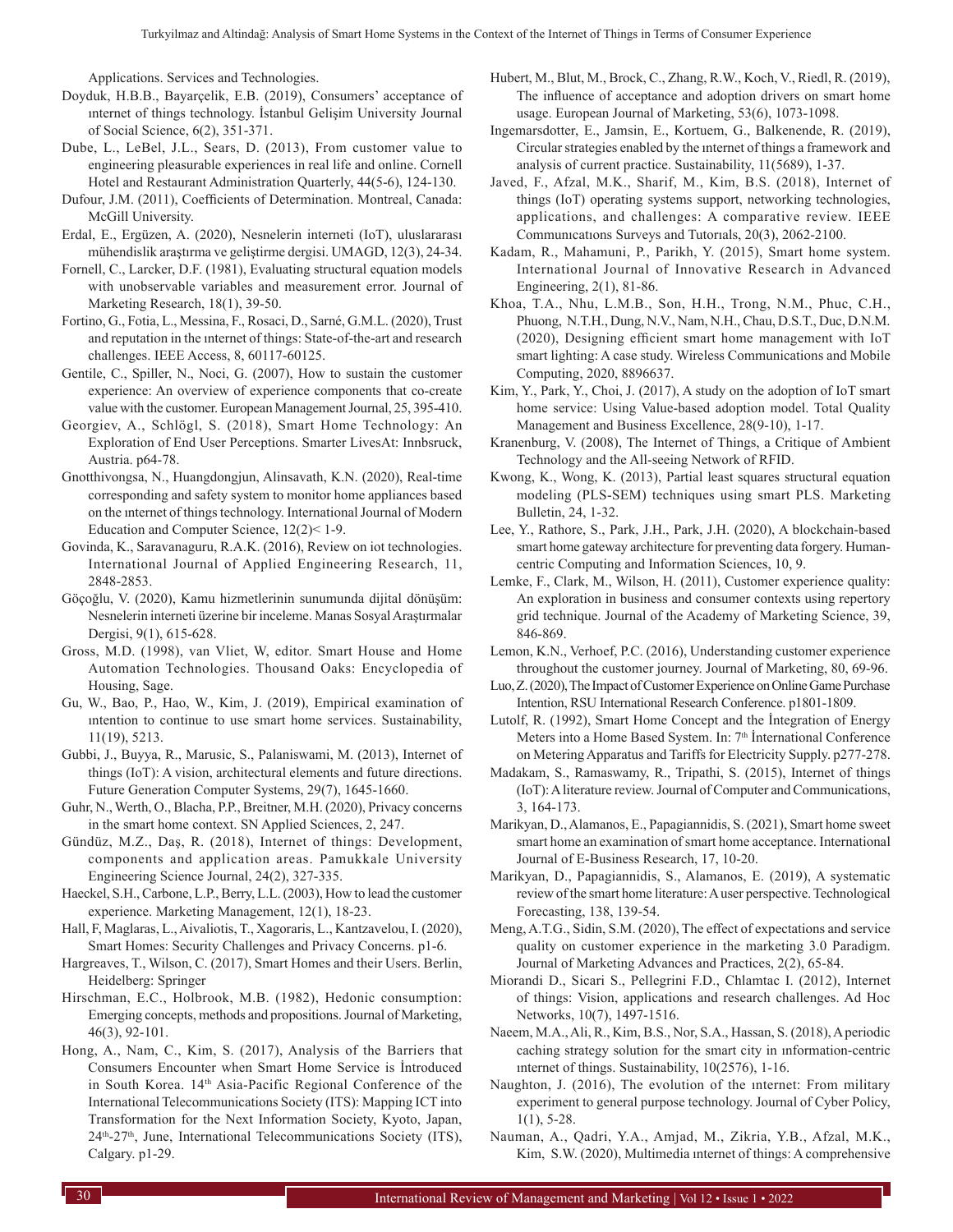Applications. Services and Technologies.

Doyduk, H.B.B., Bayarçelik, E.B. (2019), Consumers' acceptance of ınternet of things technology. İstanbul Gelişim University Journal of Social Science, 6(2), 351-371.

Dube, L., LeBel, J.L., Sears, D. (2013), From customer value to engineering pleasurable experiences in real life and online. Cornell Hotel and Restaurant Administration Quarterly, 44(5-6), 124-130.

Dufour, J.M. (2011), Coefficients of Determination. Montreal, Canada: McGill University.

Erdal, E., Ergüzen, A. (2020), Nesnelerin interneti (IoT), uluslararası mühendislik araştırma ve geliştirme dergisi. UMAGD, 12(3), 24-34.

Fornell, C., Larcker, D.F. (1981), Evaluating structural equation models with unobservable variables and measurement error. Journal of Marketing Research, 18(1), 39-50.

Fortino, G., Fotia, L., Messina, F., Rosaci, D., Sarné, G.M.L. (2020), Trust and reputation in the ınternet of things: State-of-the-art and research challenges. IEEE Access, 8, 60117-60125.

Gentile, C., Spiller, N., Noci, G. (2007), How to sustain the customer experience: An overview of experience components that co-create value with the customer. European Management Journal, 25, 395-410.

Georgiev, A., Schlögl, S. (2018), Smart Home Technology: An Exploration of End User Perceptions. Smarter LivesAt: Innbsruck, Austria. p64-78.

Gnotthivongsa, N., Huangdongjun, Alinsavath, K.N. (2020), Real-time corresponding and safety system to monitor home appliances based on the ınternet of things technology. International Journal of Modern Education and Computer Science, 12(2)< 1-9.

Govinda, K., Saravanaguru, R.A.K. (2016), Review on iot technologies. International Journal of Applied Engineering Research, 11, 2848-2853.

Göçoğlu, V. (2020), Kamu hizmetlerinin sunumunda dijital dönüşüm: Nesnelerin interneti üzerine bir inceleme. Manas Sosyal Araştırmalar Dergisi, 9(1), 615-628.

Gross, M.D. (1998), van Vliet, W, editor. Smart House and Home Automation Technologies. Thousand Oaks: Encyclopedia of Housing, Sage.

Gu, W., Bao, P., Hao, W., Kim, J. (2019), Empirical examination of ıntention to continue to use smart home services. Sustainability, 11(19), 5213.

Gubbi, J., Buyya, R., Marusic, S., Palaniswami, M. (2013), Internet of things (IoT): A vision, architectural elements and future directions. Future Generation Computer Systems, 29(7), 1645-1660.

Guhr, N., Werth, O., Blacha, P.P., Breitner, M.H. (2020), Privacy concerns in the smart home context. SN Applied Sciences, 2, 247.

Gündüz, M.Z., Daş, R. (2018), Internet of things: Development, components and application areas. Pamukkale University Engineering Science Journal, 24(2), 327-335.

Haeckel, S.H., Carbone, L.P., Berry, L.L. (2003), How to lead the customer experience. Marketing Management, 12(1), 18-23.

Hall, F, Maglaras, L., Aivaliotis, T., Xagoraris, L., Kantzavelou, I. (2020), Smart Homes: Security Challenges and Privacy Concerns. p1-6.

Hargreaves, T., Wilson, C. (2017), Smart Homes and their Users. Berlin, Heidelberg: Springer

Hirschman, E.C., Holbrook, M.B. (1982), Hedonic consumption: Emerging concepts, methods and propositions. Journal of Marketing, 46(3), 92-101.

Hong, A., Nam, C., Kim, S. (2017), Analysis of the Barriers that Consumers Encounter when Smart Home Service is İntroduced in South Korea. 14th Asia-Pacific Regional Conference of the International Telecommunications Society (ITS): Mapping ICT into Transformation for the Next Information Society, Kyoto, Japan, 24th-27th, June, International Telecommunications Society (ITS), Calgary. p1-29.

Hubert, M., Blut, M., Brock, C., Zhang, R.W., Koch, V., Riedl, R. (2019), The influence of acceptance and adoption drivers on smart home usage. European Journal of Marketing, 53(6), 1073-1098.

Ingemarsdotter, E., Jamsin, E., Kortuem, G., Balkenende, R. (2019), Circular strategies enabled by the ınternet of things a framework and analysis of current practice. Sustainability, 11(5689), 1-37.

Javed, F., Afzal, M.K., Sharif, M., Kim, B.S. (2018), Internet of things (IoT) operating systems support, networking technologies, applications, and challenges: A comparative review. IEEE Communıcatıons Surveys and Tutorıals, 20(3), 2062-2100.

Kadam, R., Mahamuni, P., Parikh, Y. (2015), Smart home system. International Journal of Innovative Research in Advanced Engineering, 2(1), 81-86.

Khoa, T.A., Nhu, L.M.B., Son, H.H., Trong, N.M., Phuc, C.H., Phuong, N.T.H., Dung, N.V., Nam, N.H., Chau, D.S.T., Duc, D.N.M. (2020), Designing efficient smart home management with IoT smart lighting: A case study. Wireless Communications and Mobile Computing, 2020, 8896637.

Kim, Y., Park, Y., Choi, J. (2017), A study on the adoption of IoT smart home service: Using Value-based adoption model. Total Quality Management and Business Excellence, 28(9-10), 1-17.

Kranenburg, V. (2008), The Internet of Things, a Critique of Ambient Technology and the All-seeing Network of RFID.

Kwong, K., Wong, K. (2013), Partial least squares structural equation modeling (PLS-SEM) techniques using smart PLS. Marketing Bulletin, 24, 1-32.

Lee, Y., Rathore, S., Park, J.H., Park, J.H. (2020), A blockchain-based smart home gateway architecture for preventing data forgery. Human-centric Computing and Information Sciences, 10, 9.

Lemke, F., Clark, M., Wilson, H. (2011), Customer experience quality: An exploration in business and consumer contexts using repertory grid technique. Journal of the Academy of Marketing Science, 39, 846-869.

Lemon, K.N., Verhoef, P.C. (2016), Understanding customer experience throughout the customer journey. Journal of Marketing, 80, 69-96.

Luo, Z. (2020), The Impact of Customer Experience on Online Game Purchase Intention, RSU International Research Conference. p1801-1809.

Lutolf, R. (1992), Smart Home Concept and the İntegration of Energy Meters into a Home Based System. In: 7th İnternational Conference on Metering Apparatus and Tariffs for Electricity Supply. p277-278.

Madakam, S., Ramaswamy, R., Tripathi, S. (2015), Internet of things (IoT): A literature review. Journal of Computer and Communications, 3, 164-173.

Marikyan, D., Alamanos, E., Papagiannidis, S. (2021), Smart home sweet smart home an examination of smart home acceptance. International Journal of E-Business Research, 17, 10-20.

Marikyan, D., Papagiannidis, S., Alamanos, E. (2019), A systematic review of the smart home literature: A user perspective. Technological Forecasting, 138, 139-54.

Meng, A.T.G., Sidin, S.M. (2020), The effect of expectations and service quality on customer experience in the marketing 3.0 Paradigm. Journal of Marketing Advances and Practices, 2(2), 65-84.

Miorandi D., Sicari S., Pellegrini F.D., Chlamtac I. (2012), Internet of things: Vision, applications and research challenges. Ad Hoc Networks, 10(7), 1497-1516.

Naeem, M.A., Ali, R., Kim, B.S., Nor, S.A., Hassan, S. (2018), A periodic caching strategy solution for the smart city in ınformation-centric ınternet of things. Sustainability, 10(2576), 1-16.

Naughton, J. (2016), The evolution of the ınternet: From military experiment to general purpose technology. Journal of Cyber Policy, 1(1), 5-28.

Nauman, A., Qadri, Y.A., Amjad, M., Zikria, Y.B., Afzal, M.K., Kim, S.W. (2020), Multimedia ınternet of things: A comprehensive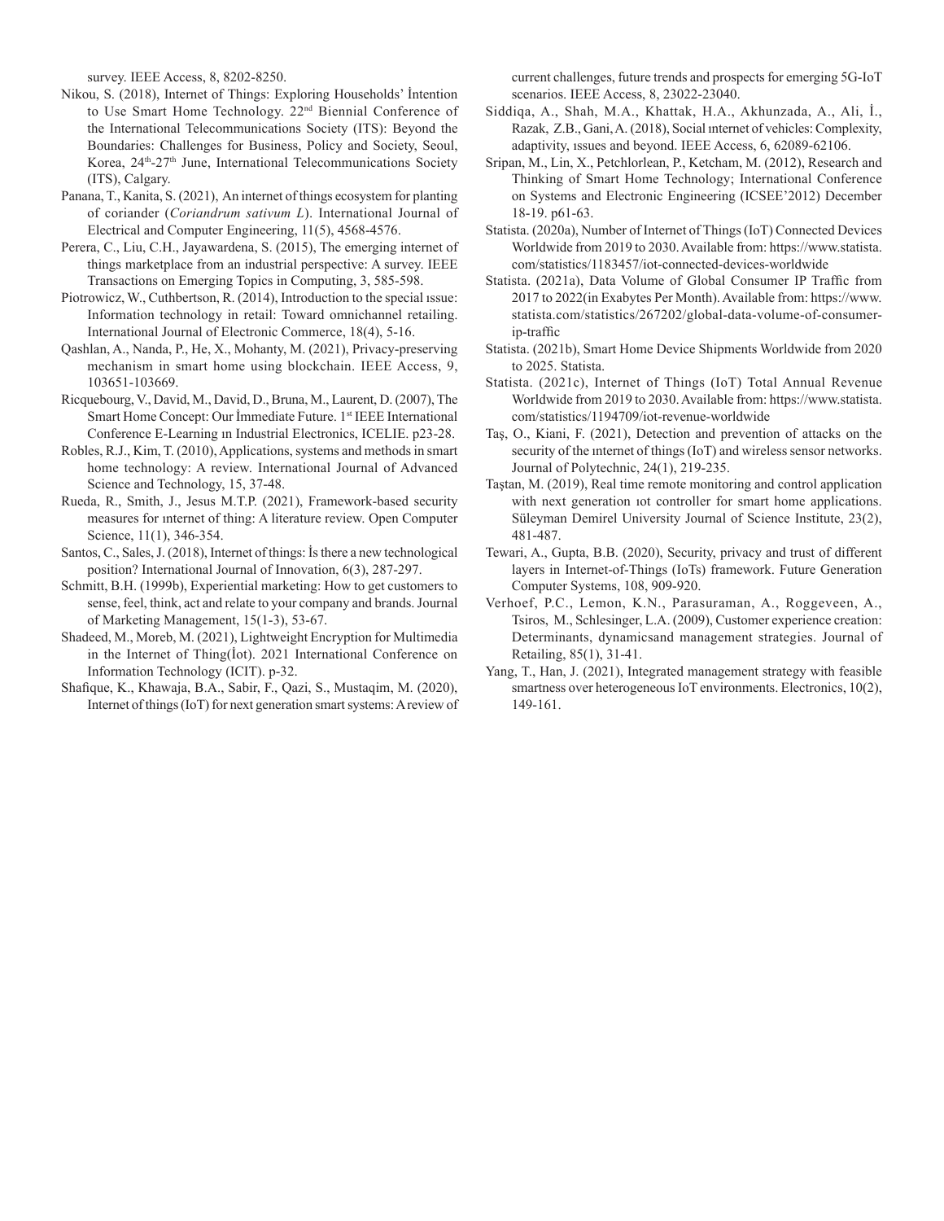survey. IEEE Access, 8, 8202-8250.

Nikou, S. (2018), Internet of Things: Exploring Households' İntention to Use Smart Home Technology. 22[nd] Biennial Conference of the International Telecommunications Society (ITS): Beyond the Boundaries: Challenges for Business, Policy and Society, Seoul, Korea, 24[th]-27[th] June, International Telecommunications Society (ITS), Calgary.

Panana, T., Kanita, S. (2021), An internet of things ecosystem for planting of coriander (*Coriandrum sativum L*). International Journal of Electrical and Computer Engineering, 11(5), 4568-4576.

Perera, C., Liu, C.H., Jayawardena, S. (2015), The emerging internet of things marketplace from an industrial perspective: A survey. IEEE Transactions on Emerging Topics in Computing, 3, 585-598.

Piotrowicz, W., Cuthbertson, R. (2014), Introduction to the special ıssue: Information technology in retail: Toward omnichannel retailing. International Journal of Electronic Commerce, 18(4), 5-16.

Qashlan, A., Nanda, P., He, X., Mohanty, M. (2021), Privacy-preserving mechanism in smart home using blockchain. IEEE Access, 9, 103651-103669.

Ricquebourg, V., David, M., David, D., Bruna, M., Laurent, D. (2007), The Smart Home Concept: Our İmmediate Future. 1[st] IEEE International Conference E-Learning ın Industrial Electronics, ICELIE. p23-28.

Robles, R.J., Kim, T. (2010), Applications, systems and methods in smart home technology: A review. International Journal of Advanced Science and Technology, 15, 37-48.

Rueda, R., Smith, J., Jesus M.T.P. (2021), Framework-based security measures for ınternet of thing: A literature review. Open Computer Science, 11(1), 346-354.

Santos, C., Sales, J. (2018), Internet of things: İs there a new technological position? International Journal of Innovation, 6(3), 287-297.

Schmitt, B.H. (1999b), Experiential marketing: How to get customers to sense, feel, think, act and relate to your company and brands. Journal of Marketing Management, 15(1-3), 53-67.

Shadeed, M., Moreb, M. (2021), Lightweight Encryption for Multimedia in the Internet of Thing(İot). 2021 International Conference on Information Technology (ICIT). p-32.

Shafique, K., Khawaja, B.A., Sabir, F., Qazi, S., Mustaqim, M. (2020), Internet of things (IoT) for next generation smart systems: A review of current challenges, future trends and prospects for emerging 5G-IoT scenarios. IEEE Access, 8, 23022-23040.

Siddiqa, A., Shah, M.A., Khattak, H.A., Akhunzada, A., Ali, İ., Razak, Z.B., Gani, A. (2018), Social ınternet of vehicles: Complexity, adaptivity, ıssues and beyond. IEEE Access, 6, 62089-62106.

Sripan, M., Lin, X., Petchlorlean, P., Ketcham, M. (2012), Research and Thinking of Smart Home Technology; International Conference on Systems and Electronic Engineering (ICSEE'2012) December 18-19. p61-63.

Statista. (2020a), Number of Internet of Things (IoT) Connected Devices Worldwide from 2019 to 2030. Available from: https://www.statista.com/statistics/1183457/iot-connected-devices-worldwide

Statista. (2021a), Data Volume of Global Consumer IP Traffic from 2017 to 2022(in Exabytes Per Month). Available from: https://www.statista.com/statistics/267202/global-data-volume-of-consumer-ip-traffic

Statista. (2021b), Smart Home Device Shipments Worldwide from 2020 to 2025. Statista.

Statista. (2021c), Internet of Things (IoT) Total Annual Revenue Worldwide from 2019 to 2030. Available from: https://www.statista.com/statistics/1194709/iot-revenue-worldwide

Taş, O., Kiani, F. (2021), Detection and prevention of attacks on the security of the ınternet of things (IoT) and wireless sensor networks. Journal of Polytechnic, 24(1), 219-235.

Taştan, M. (2019), Real time remote monitoring and control application with next generation ıot controller for smart home applications. Süleyman Demirel University Journal of Science Institute, 23(2), 481-487.

Tewari, A., Gupta, B.B. (2020), Security, privacy and trust of different layers in Internet-of-Things (IoTs) framework. Future Generation Computer Systems, 108, 909-920.

Verhoef, P.C., Lemon, K.N., Parasuraman, A., Roggeveen, A., Tsiros, M., Schlesinger, L.A. (2009), Customer experience creation: Determinants, dynamicsand management strategies. Journal of Retailing, 85(1), 31-41.

Yang, T., Han, J. (2021), Integrated management strategy with feasible smartness over heterogeneous IoT environments. Electronics, 10(2), 149-161.